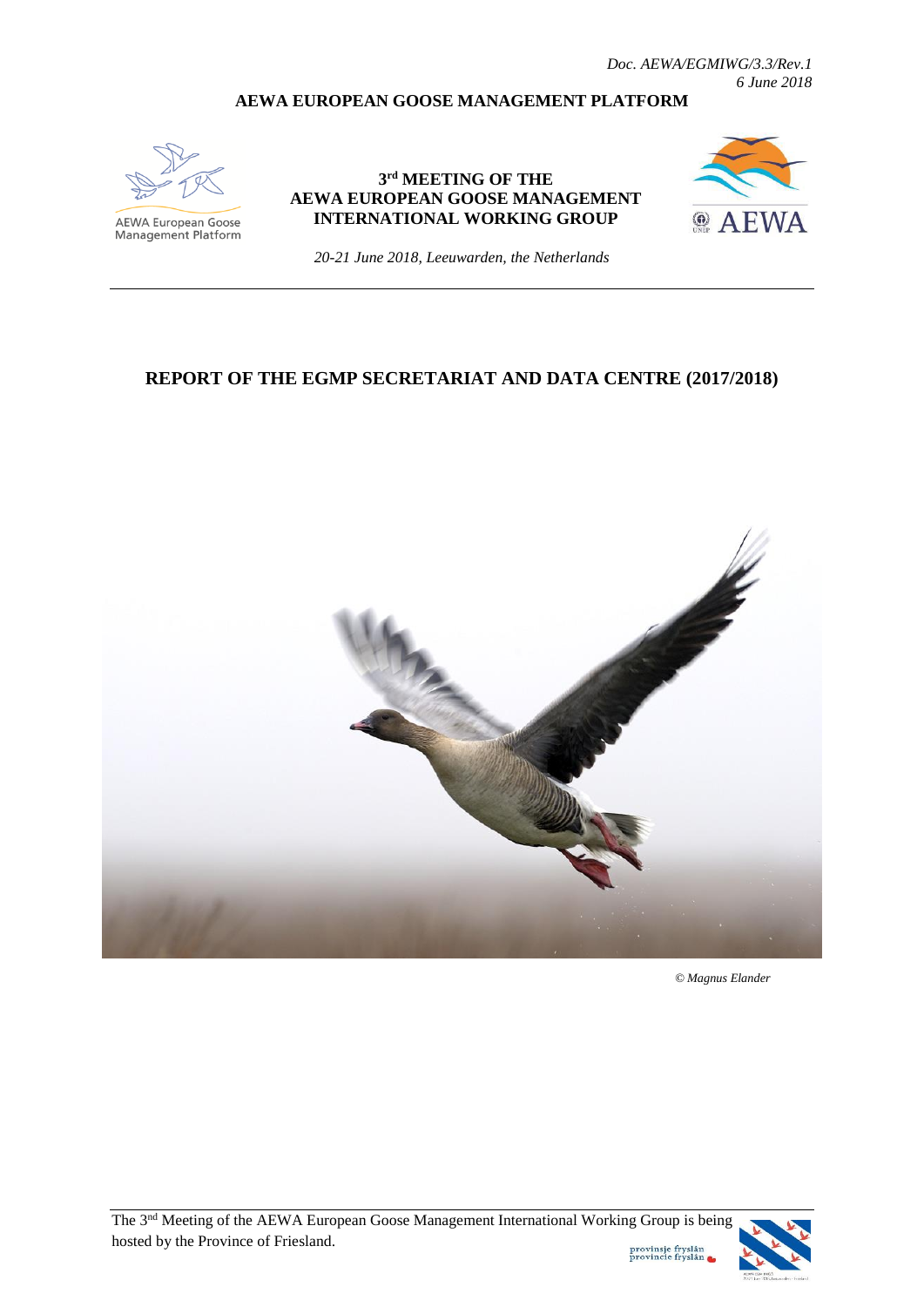*Doc. AEWA/EGMIWG/3.3/Rev.1*
*6 June 2018*

**AEWA EUROPEAN GOOSE MANAGEMENT PLATFORM**

AEWA European Goose Management Platform

**3rd MEETING OF THE AEWA EUROPEAN GOOSE MANAGEMENT INTERNATIONAL WORKING GROUP**

*20-21 June 2018, Leeuwarden, the Netherlands*

# REPORT OF THE EGMP SECRETARIAT AND DATA CENTRE (2017/2018)

*© Magnus Elander*

The 3rd Meeting of the AEWA European Goose Management International Working Group is being hosted by the Province of Friesland.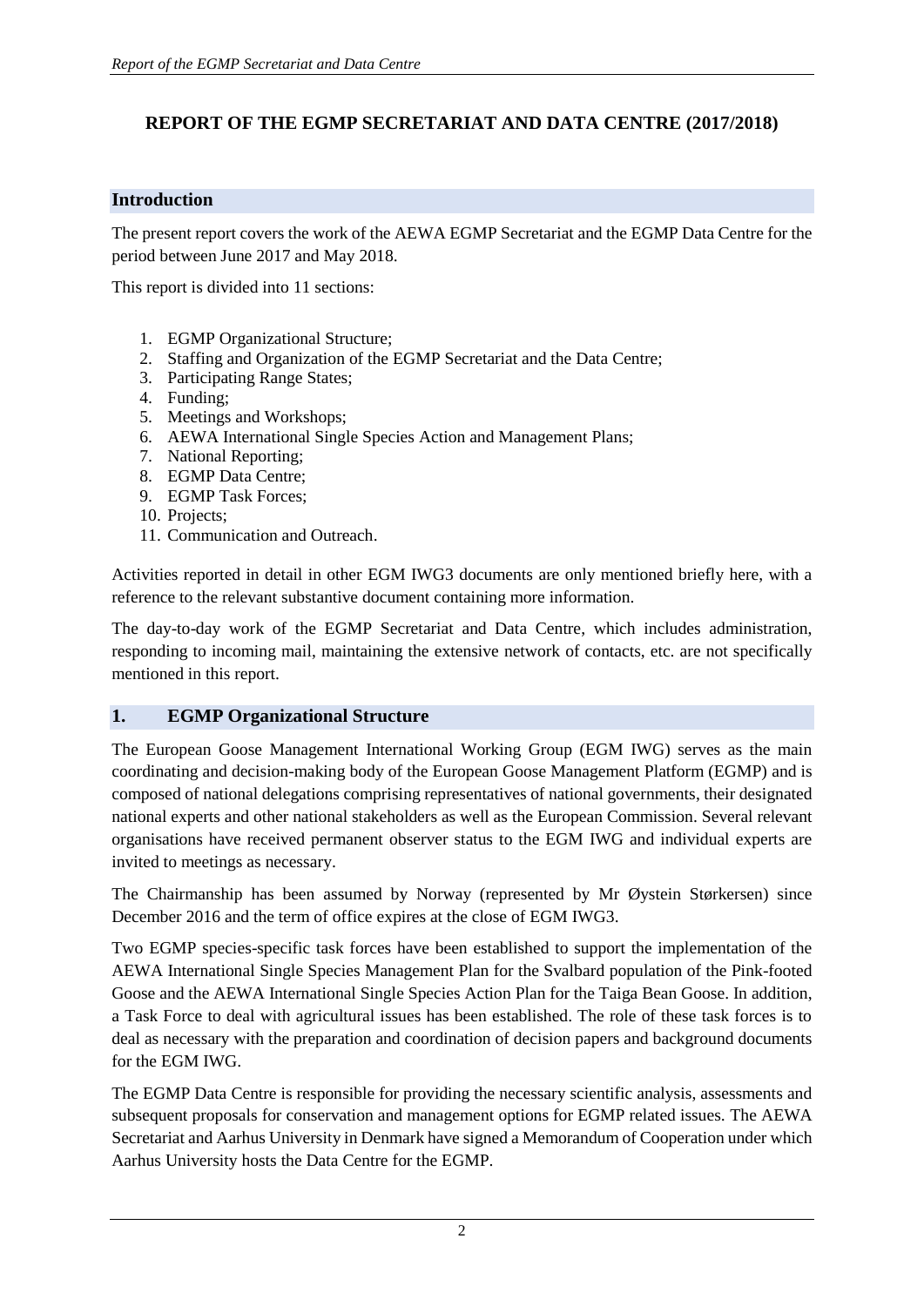# REPORT OF THE EGMP SECRETARIAT AND DATA CENTRE (2017/2018)

## Introduction

The present report covers the work of the AEWA EGMP Secretariat and the EGMP Data Centre for the period between June 2017 and May 2018.

This report is divided into 11 sections:

1. EGMP Organizational Structure;
2. Staffing and Organization of the EGMP Secretariat and the Data Centre;
3. Participating Range States;
4. Funding;
5. Meetings and Workshops;
6. AEWA International Single Species Action and Management Plans;
7. National Reporting;
8. EGMP Data Centre;
9. EGMP Task Forces;
10. Projects;
11. Communication and Outreach.

Activities reported in detail in other EGM IWG3 documents are only mentioned briefly here, with a reference to the relevant substantive document containing more information.

The day-to-day work of the EGMP Secretariat and Data Centre, which includes administration, responding to incoming mail, maintaining the extensive network of contacts, etc. are not specifically mentioned in this report.

## 1. EGMP Organizational Structure

The European Goose Management International Working Group (EGM IWG) serves as the main coordinating and decision-making body of the European Goose Management Platform (EGMP) and is composed of national delegations comprising representatives of national governments, their designated national experts and other national stakeholders as well as the European Commission. Several relevant organisations have received permanent observer status to the EGM IWG and individual experts are invited to meetings as necessary.

The Chairmanship has been assumed by Norway (represented by Mr Øystein Størkersen) since December 2016 and the term of office expires at the close of EGM IWG3.

Two EGMP species-specific task forces have been established to support the implementation of the AEWA International Single Species Management Plan for the Svalbard population of the Pink-footed Goose and the AEWA International Single Species Action Plan for the Taiga Bean Goose. In addition, a Task Force to deal with agricultural issues has been established. The role of these task forces is to deal as necessary with the preparation and coordination of decision papers and background documents for the EGM IWG.

The EGMP Data Centre is responsible for providing the necessary scientific analysis, assessments and subsequent proposals for conservation and management options for EGMP related issues. The AEWA Secretariat and Aarhus University in Denmark have signed a Memorandum of Cooperation under which Aarhus University hosts the Data Centre for the EGMP.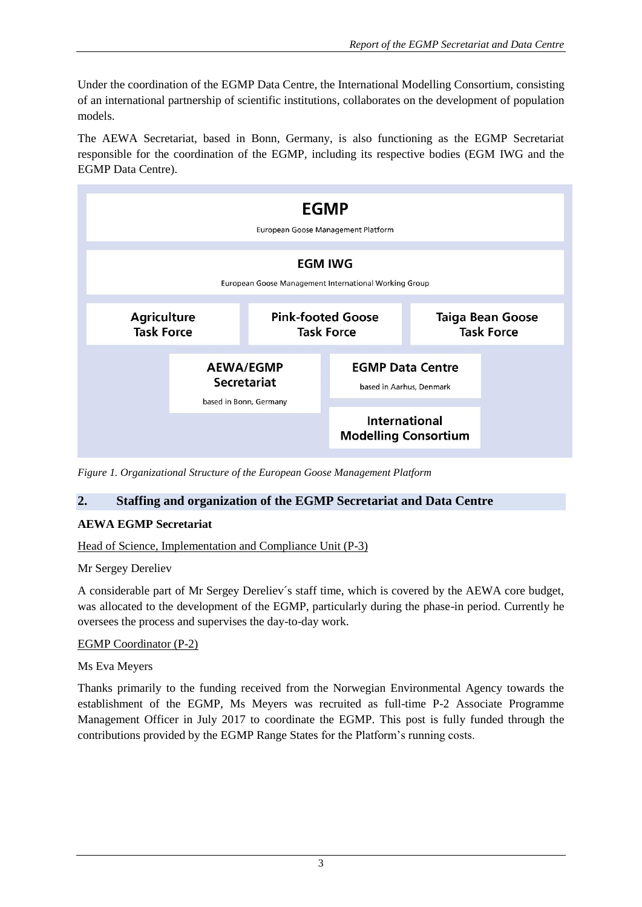Under the coordination of the EGMP Data Centre, the International Modelling Consortium, consisting of an international partnership of scientific institutions, collaborates on the development of population models.

The AEWA Secretariat, based in Bonn, Germany, is also functioning as the EGMP Secretariat responsible for the coordination of the EGMP, including its respective bodies (EGM IWG and the EGMP Data Centre).

**EGMP**
European Goose Management Platform

**EGM IWG**
European Goose Management International Working Group

**Agriculture Task Force** | **Pink-footed Goose Task Force** | **Taiga Bean Goose Task Force**

**AEWA/EGMP Secretariat**
based in Bonn, Germany

**EGMP Data Centre**
based in Aarhus, Denmark

**International Modelling Consortium**

*Figure 1. Organizational Structure of the European Goose Management Platform*

## 2. Staffing and organization of the EGMP Secretariat and Data Centre

**AEWA EGMP Secretariat**

Head of Science, Implementation and Compliance Unit (P-3)

Mr Sergey Dereliev

A considerable part of Mr Sergey Dereliev´s staff time, which is covered by the AEWA core budget, was allocated to the development of the EGMP, particularly during the phase-in period. Currently he oversees the process and supervises the day-to-day work.

EGMP Coordinator (P-2)

Ms Eva Meyers

Thanks primarily to the funding received from the Norwegian Environmental Agency towards the establishment of the EGMP, Ms Meyers was recruited as full-time P-2 Associate Programme Management Officer in July 2017 to coordinate the EGMP. This post is fully funded through the contributions provided by the EGMP Range States for the Platform's running costs.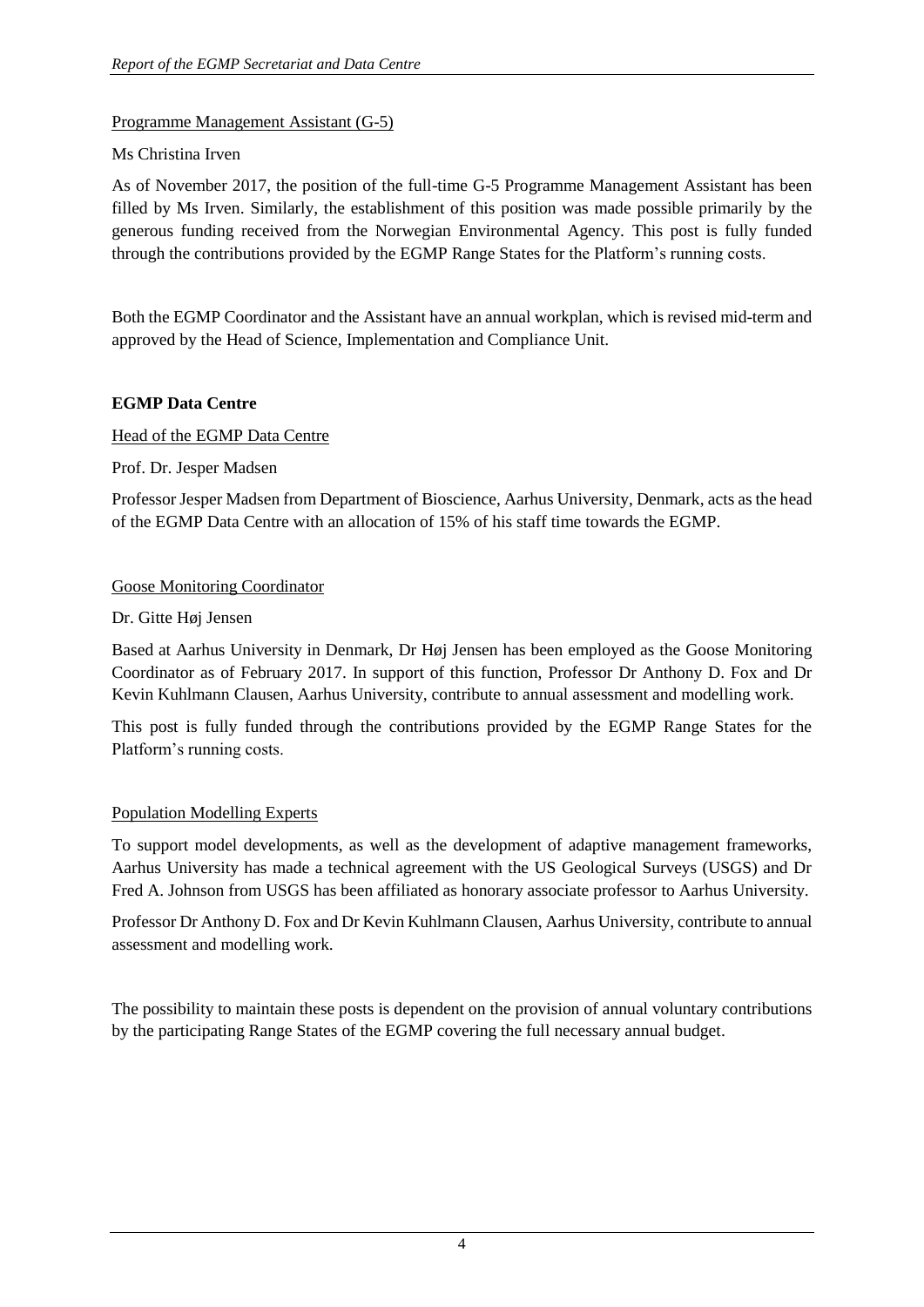Programme Management Assistant (G-5)

Ms Christina Irven

As of November 2017, the position of the full-time G-5 Programme Management Assistant has been filled by Ms Irven. Similarly, the establishment of this position was made possible primarily by the generous funding received from the Norwegian Environmental Agency. This post is fully funded through the contributions provided by the EGMP Range States for the Platform's running costs.

Both the EGMP Coordinator and the Assistant have an annual workplan, which is revised mid-term and approved by the Head of Science, Implementation and Compliance Unit.

**EGMP Data Centre**

Head of the EGMP Data Centre

Prof. Dr. Jesper Madsen

Professor Jesper Madsen from Department of Bioscience, Aarhus University, Denmark, acts as the head of the EGMP Data Centre with an allocation of 15% of his staff time towards the EGMP.

Goose Monitoring Coordinator

Dr. Gitte Høj Jensen

Based at Aarhus University in Denmark, Dr Høj Jensen has been employed as the Goose Monitoring Coordinator as of February 2017. In support of this function, Professor Dr Anthony D. Fox and Dr Kevin Kuhlmann Clausen, Aarhus University, contribute to annual assessment and modelling work.

This post is fully funded through the contributions provided by the EGMP Range States for the Platform's running costs.

Population Modelling Experts

To support model developments, as well as the development of adaptive management frameworks, Aarhus University has made a technical agreement with the US Geological Surveys (USGS) and Dr Fred A. Johnson from USGS has been affiliated as honorary associate professor to Aarhus University.

Professor Dr Anthony D. Fox and Dr Kevin Kuhlmann Clausen, Aarhus University, contribute to annual assessment and modelling work.

The possibility to maintain these posts is dependent on the provision of annual voluntary contributions by the participating Range States of the EGMP covering the full necessary annual budget.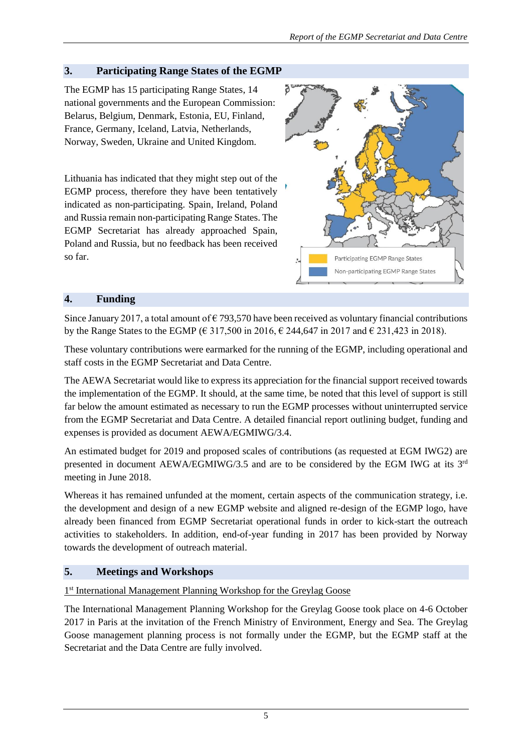## 3. Participating Range States of the EGMP

The EGMP has 15 participating Range States, 14 national governments and the European Commission: Belarus, Belgium, Denmark, Estonia, EU, Finland, France, Germany, Iceland, Latvia, Netherlands, Norway, Sweden, Ukraine and United Kingdom.

Lithuania has indicated that they might step out of the EGMP process, therefore they have been tentatively indicated as non-participating. Spain, Ireland, Poland and Russia remain non-participating Range States. The EGMP Secretariat has already approached Spain, Poland and Russia, but no feedback has been received so far.

Participating EGMP Range States

Non-participating EGMP Range States

## 4. Funding

Since January 2017, a total amount of € 793,570 have been received as voluntary financial contributions by the Range States to the EGMP (€ 317,500 in 2016, € 244,647 in 2017 and € 231,423 in 2018).

These voluntary contributions were earmarked for the running of the EGMP, including operational and staff costs in the EGMP Secretariat and Data Centre.

The AEWA Secretariat would like to express its appreciation for the financial support received towards the implementation of the EGMP. It should, at the same time, be noted that this level of support is still far below the amount estimated as necessary to run the EGMP processes without uninterrupted service from the EGMP Secretariat and Data Centre. A detailed financial report outlining budget, funding and expenses is provided as document AEWA/EGMIWG/3.4.

An estimated budget for 2019 and proposed scales of contributions (as requested at EGM IWG2) are presented in document AEWA/EGMIWG/3.5 and are to be considered by the EGM IWG at its 3rd meeting in June 2018.

Whereas it has remained unfunded at the moment, certain aspects of the communication strategy, i.e. the development and design of a new EGMP website and aligned re-design of the EGMP logo, have already been financed from EGMP Secretariat operational funds in order to kick-start the outreach activities to stakeholders. In addition, end-of-year funding in 2017 has been provided by Norway towards the development of outreach material.

## 5. Meetings and Workshops

1st International Management Planning Workshop for the Greylag Goose

The International Management Planning Workshop for the Greylag Goose took place on 4-6 October 2017 in Paris at the invitation of the French Ministry of Environment, Energy and Sea. The Greylag Goose management planning process is not formally under the EGMP, but the EGMP staff at the Secretariat and the Data Centre are fully involved.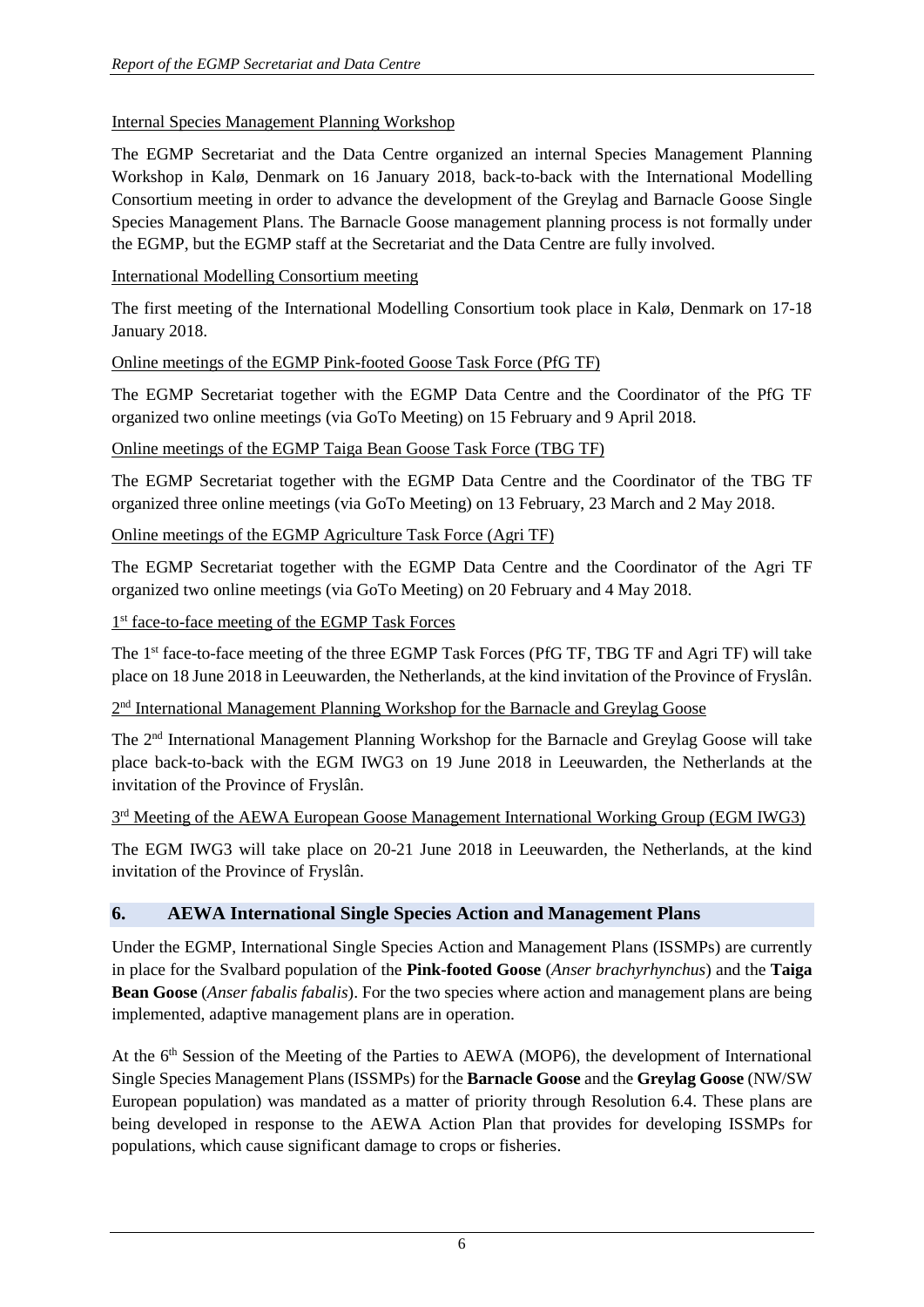Internal Species Management Planning Workshop

The EGMP Secretariat and the Data Centre organized an internal Species Management Planning Workshop in Kalø, Denmark on 16 January 2018, back-to-back with the International Modelling Consortium meeting in order to advance the development of the Greylag and Barnacle Goose Single Species Management Plans. The Barnacle Goose management planning process is not formally under the EGMP, but the EGMP staff at the Secretariat and the Data Centre are fully involved.

International Modelling Consortium meeting

The first meeting of the International Modelling Consortium took place in Kalø, Denmark on 17-18 January 2018.

Online meetings of the EGMP Pink-footed Goose Task Force (PfG TF)

The EGMP Secretariat together with the EGMP Data Centre and the Coordinator of the PfG TF organized two online meetings (via GoTo Meeting) on 15 February and 9 April 2018.

Online meetings of the EGMP Taiga Bean Goose Task Force (TBG TF)

The EGMP Secretariat together with the EGMP Data Centre and the Coordinator of the TBG TF organized three online meetings (via GoTo Meeting) on 13 February, 23 March and 2 May 2018.

Online meetings of the EGMP Agriculture Task Force (Agri TF)

The EGMP Secretariat together with the EGMP Data Centre and the Coordinator of the Agri TF organized two online meetings (via GoTo Meeting) on 20 February and 4 May 2018.

1st face-to-face meeting of the EGMP Task Forces

The 1st face-to-face meeting of the three EGMP Task Forces (PfG TF, TBG TF and Agri TF) will take place on 18 June 2018 in Leeuwarden, the Netherlands, at the kind invitation of the Province of Fryslân.

2nd International Management Planning Workshop for the Barnacle and Greylag Goose

The 2nd International Management Planning Workshop for the Barnacle and Greylag Goose will take place back-to-back with the EGM IWG3 on 19 June 2018 in Leeuwarden, the Netherlands at the invitation of the Province of Fryslân.

3rd Meeting of the AEWA European Goose Management International Working Group (EGM IWG3)

The EGM IWG3 will take place on 20-21 June 2018 in Leeuwarden, the Netherlands, at the kind invitation of the Province of Fryslân.

## 6. AEWA International Single Species Action and Management Plans

Under the EGMP, International Single Species Action and Management Plans (ISSMPs) are currently in place for the Svalbard population of the **Pink-footed Goose** (*Anser brachyrhynchus*) and the **Taiga Bean Goose** (*Anser fabalis fabalis*). For the two species where action and management plans are being implemented, adaptive management plans are in operation.

At the 6th Session of the Meeting of the Parties to AEWA (MOP6), the development of International Single Species Management Plans (ISSMPs) for the **Barnacle Goose** and the **Greylag Goose** (NW/SW European population) was mandated as a matter of priority through Resolution 6.4. These plans are being developed in response to the AEWA Action Plan that provides for developing ISSMPs for populations, which cause significant damage to crops or fisheries.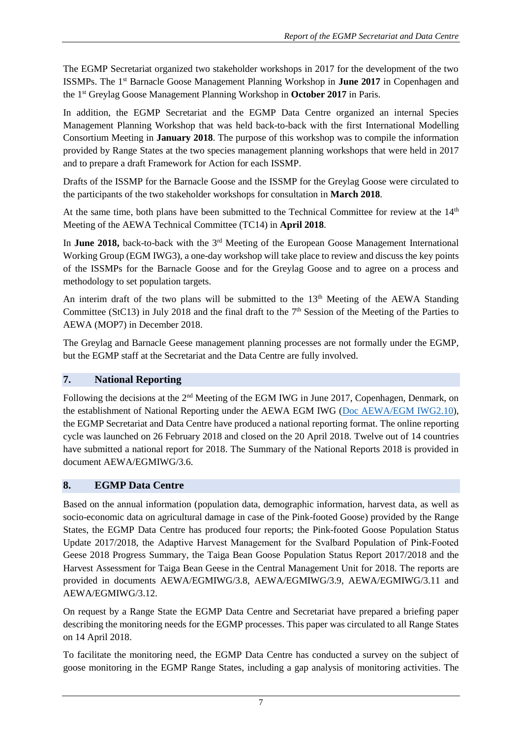The EGMP Secretariat organized two stakeholder workshops in 2017 for the development of the two ISSMPs. The 1st Barnacle Goose Management Planning Workshop in **June 2017** in Copenhagen and the 1st Greylag Goose Management Planning Workshop in **October 2017** in Paris.

In addition, the EGMP Secretariat and the EGMP Data Centre organized an internal Species Management Planning Workshop that was held back-to-back with the first International Modelling Consortium Meeting in **January 2018**. The purpose of this workshop was to compile the information provided by Range States at the two species management planning workshops that were held in 2017 and to prepare a draft Framework for Action for each ISSMP.

Drafts of the ISSMP for the Barnacle Goose and the ISSMP for the Greylag Goose were circulated to the participants of the two stakeholder workshops for consultation in **March 2018**.

At the same time, both plans have been submitted to the Technical Committee for review at the 14th Meeting of the AEWA Technical Committee (TC14) in **April 2018**.

In **June 2018,** back-to-back with the 3rd Meeting of the European Goose Management International Working Group (EGM IWG3), a one-day workshop will take place to review and discuss the key points of the ISSMPs for the Barnacle Goose and for the Greylag Goose and to agree on a process and methodology to set population targets.

An interim draft of the two plans will be submitted to the 13th Meeting of the AEWA Standing Committee (StC13) in July 2018 and the final draft to the 7th Session of the Meeting of the Parties to AEWA (MOP7) in December 2018.

The Greylag and Barnacle Geese management planning processes are not formally under the EGMP, but the EGMP staff at the Secretariat and the Data Centre are fully involved.

## 7. National Reporting

Following the decisions at the 2nd Meeting of the EGM IWG in June 2017, Copenhagen, Denmark, on the establishment of National Reporting under the AEWA EGM IWG (Doc AEWA/EGM IWG2.10), the EGMP Secretariat and Data Centre have produced a national reporting format. The online reporting cycle was launched on 26 February 2018 and closed on the 20 April 2018. Twelve out of 14 countries have submitted a national report for 2018. The Summary of the National Reports 2018 is provided in document AEWA/EGMIWG/3.6.

## 8. EGMP Data Centre

Based on the annual information (population data, demographic information, harvest data, as well as socio-economic data on agricultural damage in case of the Pink-footed Goose) provided by the Range States, the EGMP Data Centre has produced four reports; the Pink-footed Goose Population Status Update 2017/2018, the Adaptive Harvest Management for the Svalbard Population of Pink-Footed Geese 2018 Progress Summary, the Taiga Bean Goose Population Status Report 2017/2018 and the Harvest Assessment for Taiga Bean Geese in the Central Management Unit for 2018. The reports are provided in documents AEWA/EGMIWG/3.8, AEWA/EGMIWG/3.9, AEWA/EGMIWG/3.11 and AEWA/EGMIWG/3.12.

On request by a Range State the EGMP Data Centre and Secretariat have prepared a briefing paper describing the monitoring needs for the EGMP processes. This paper was circulated to all Range States on 14 April 2018.

To facilitate the monitoring need, the EGMP Data Centre has conducted a survey on the subject of goose monitoring in the EGMP Range States, including a gap analysis of monitoring activities. The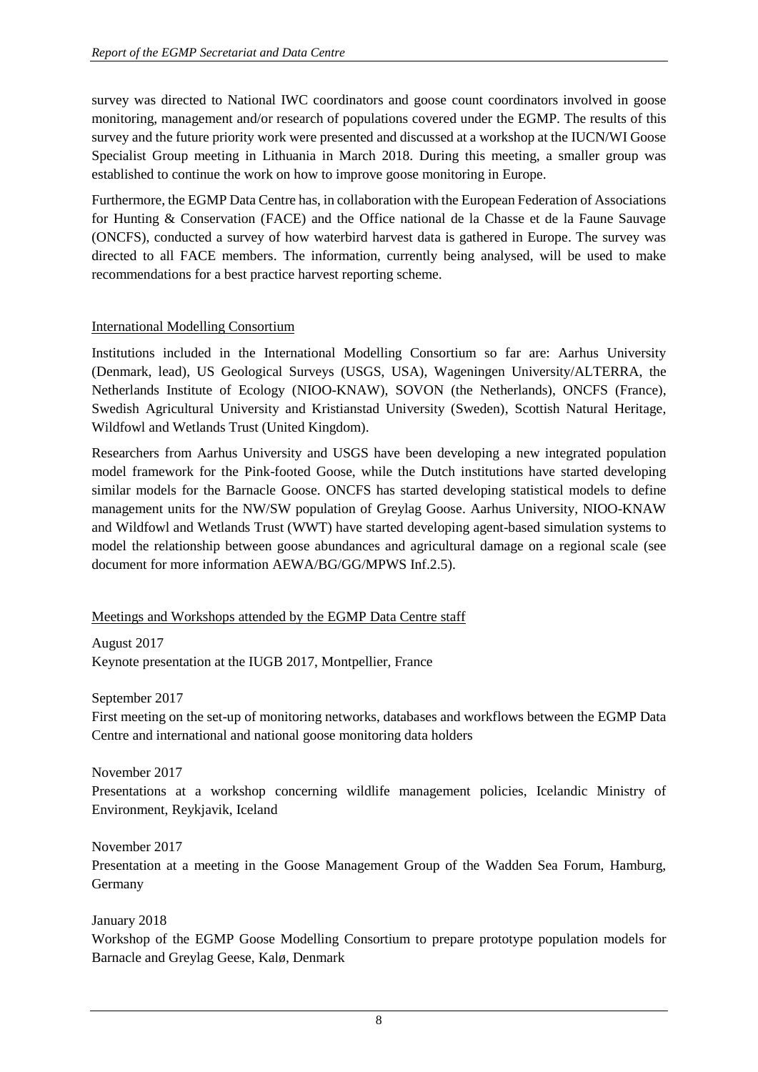survey was directed to National IWC coordinators and goose count coordinators involved in goose monitoring, management and/or research of populations covered under the EGMP. The results of this survey and the future priority work were presented and discussed at a workshop at the IUCN/WI Goose Specialist Group meeting in Lithuania in March 2018. During this meeting, a smaller group was established to continue the work on how to improve goose monitoring in Europe.

Furthermore, the EGMP Data Centre has, in collaboration with the European Federation of Associations for Hunting & Conservation (FACE) and the Office national de la Chasse et de la Faune Sauvage (ONCFS), conducted a survey of how waterbird harvest data is gathered in Europe. The survey was directed to all FACE members. The information, currently being analysed, will be used to make recommendations for a best practice harvest reporting scheme.

International Modelling Consortium

Institutions included in the International Modelling Consortium so far are: Aarhus University (Denmark, lead), US Geological Surveys (USGS, USA), Wageningen University/ALTERRA, the Netherlands Institute of Ecology (NIOO-KNAW), SOVON (the Netherlands), ONCFS (France), Swedish Agricultural University and Kristianstad University (Sweden), Scottish Natural Heritage, Wildfowl and Wetlands Trust (United Kingdom).

Researchers from Aarhus University and USGS have been developing a new integrated population model framework for the Pink-footed Goose, while the Dutch institutions have started developing similar models for the Barnacle Goose. ONCFS has started developing statistical models to define management units for the NW/SW population of Greylag Goose. Aarhus University, NIOO-KNAW and Wildfowl and Wetlands Trust (WWT) have started developing agent-based simulation systems to model the relationship between goose abundances and agricultural damage on a regional scale (see document for more information AEWA/BG/GG/MPWS Inf.2.5).

Meetings and Workshops attended by the EGMP Data Centre staff

August 2017
Keynote presentation at the IUGB 2017, Montpellier, France

September 2017
First meeting on the set-up of monitoring networks, databases and workflows between the EGMP Data Centre and international and national goose monitoring data holders

November 2017
Presentations at a workshop concerning wildlife management policies, Icelandic Ministry of Environment, Reykjavik, Iceland

November 2017
Presentation at a meeting in the Goose Management Group of the Wadden Sea Forum, Hamburg, Germany

January 2018
Workshop of the EGMP Goose Modelling Consortium to prepare prototype population models for Barnacle and Greylag Geese, Kalø, Denmark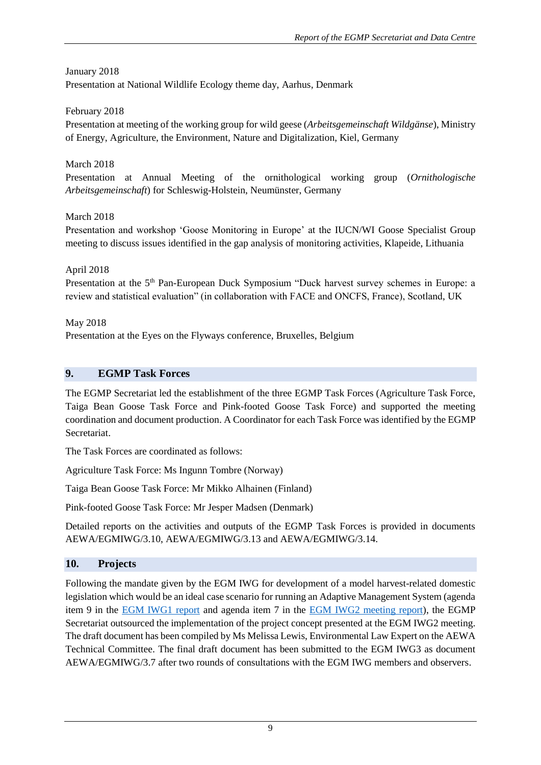January 2018
Presentation at National Wildlife Ecology theme day, Aarhus, Denmark

February 2018
Presentation at meeting of the working group for wild geese (*Arbeitsgemeinschaft Wildgänse*), Ministry of Energy, Agriculture, the Environment, Nature and Digitalization, Kiel, Germany

March 2018
Presentation at Annual Meeting of the ornithological working group (*Ornithologische Arbeitsgemeinschaft*) for Schleswig-Holstein, Neumünster, Germany

March 2018
Presentation and workshop 'Goose Monitoring in Europe' at the IUCN/WI Goose Specialist Group meeting to discuss issues identified in the gap analysis of monitoring activities, Klapeide, Lithuania

April 2018
Presentation at the 5th Pan-European Duck Symposium "Duck harvest survey schemes in Europe: a review and statistical evaluation" (in collaboration with FACE and ONCFS, France), Scotland, UK

May 2018
Presentation at the Eyes on the Flyways conference, Bruxelles, Belgium

## 9. EGMP Task Forces

The EGMP Secretariat led the establishment of the three EGMP Task Forces (Agriculture Task Force, Taiga Bean Goose Task Force and Pink-footed Goose Task Force) and supported the meeting coordination and document production. A Coordinator for each Task Force was identified by the EGMP Secretariat.

The Task Forces are coordinated as follows:

Agriculture Task Force: Ms Ingunn Tombre (Norway)

Taiga Bean Goose Task Force: Mr Mikko Alhainen (Finland)

Pink-footed Goose Task Force: Mr Jesper Madsen (Denmark)

Detailed reports on the activities and outputs of the EGMP Task Forces is provided in documents AEWA/EGMIWG/3.10, AEWA/EGMIWG/3.13 and AEWA/EGMIWG/3.14.

## 10. Projects

Following the mandate given by the EGM IWG for development of a model harvest-related domestic legislation which would be an ideal case scenario for running an Adaptive Management System (agenda item 9 in the EGM IWG1 report and agenda item 7 in the EGM IWG2 meeting report), the EGMP Secretariat outsourced the implementation of the project concept presented at the EGM IWG2 meeting. The draft document has been compiled by Ms Melissa Lewis, Environmental Law Expert on the AEWA Technical Committee. The final draft document has been submitted to the EGM IWG3 as document AEWA/EGMIWG/3.7 after two rounds of consultations with the EGM IWG members and observers.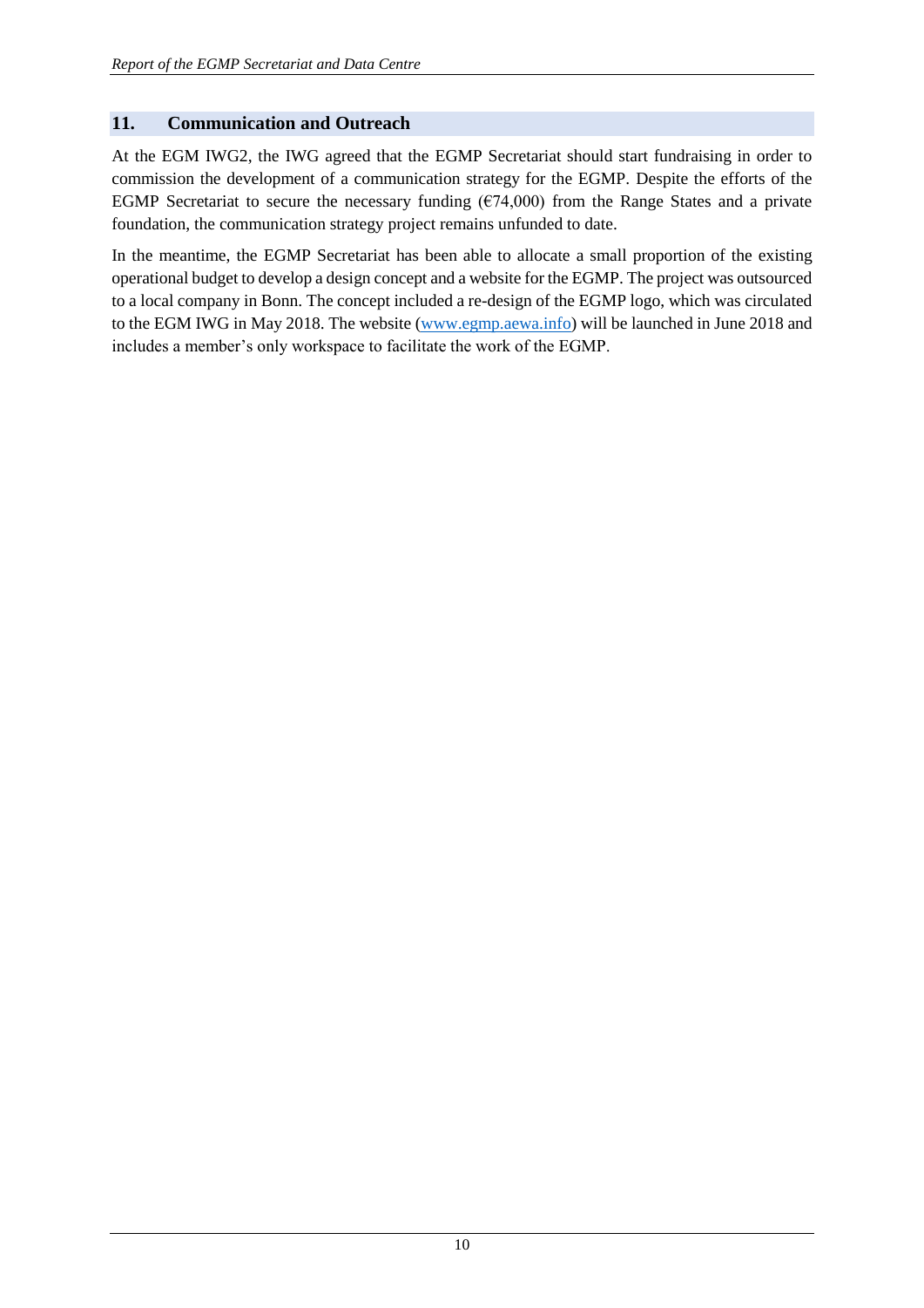## 11. Communication and Outreach

At the EGM IWG2, the IWG agreed that the EGMP Secretariat should start fundraising in order to commission the development of a communication strategy for the EGMP. Despite the efforts of the EGMP Secretariat to secure the necessary funding (€74,000) from the Range States and a private foundation, the communication strategy project remains unfunded to date.

In the meantime, the EGMP Secretariat has been able to allocate a small proportion of the existing operational budget to develop a design concept and a website for the EGMP. The project was outsourced to a local company in Bonn. The concept included a re-design of the EGMP logo, which was circulated to the EGM IWG in May 2018. The website ([www.egmp.aewa.info](http://www.egmp.aewa.info)) will be launched in June 2018 and includes a member's only workspace to facilitate the work of the EGMP.